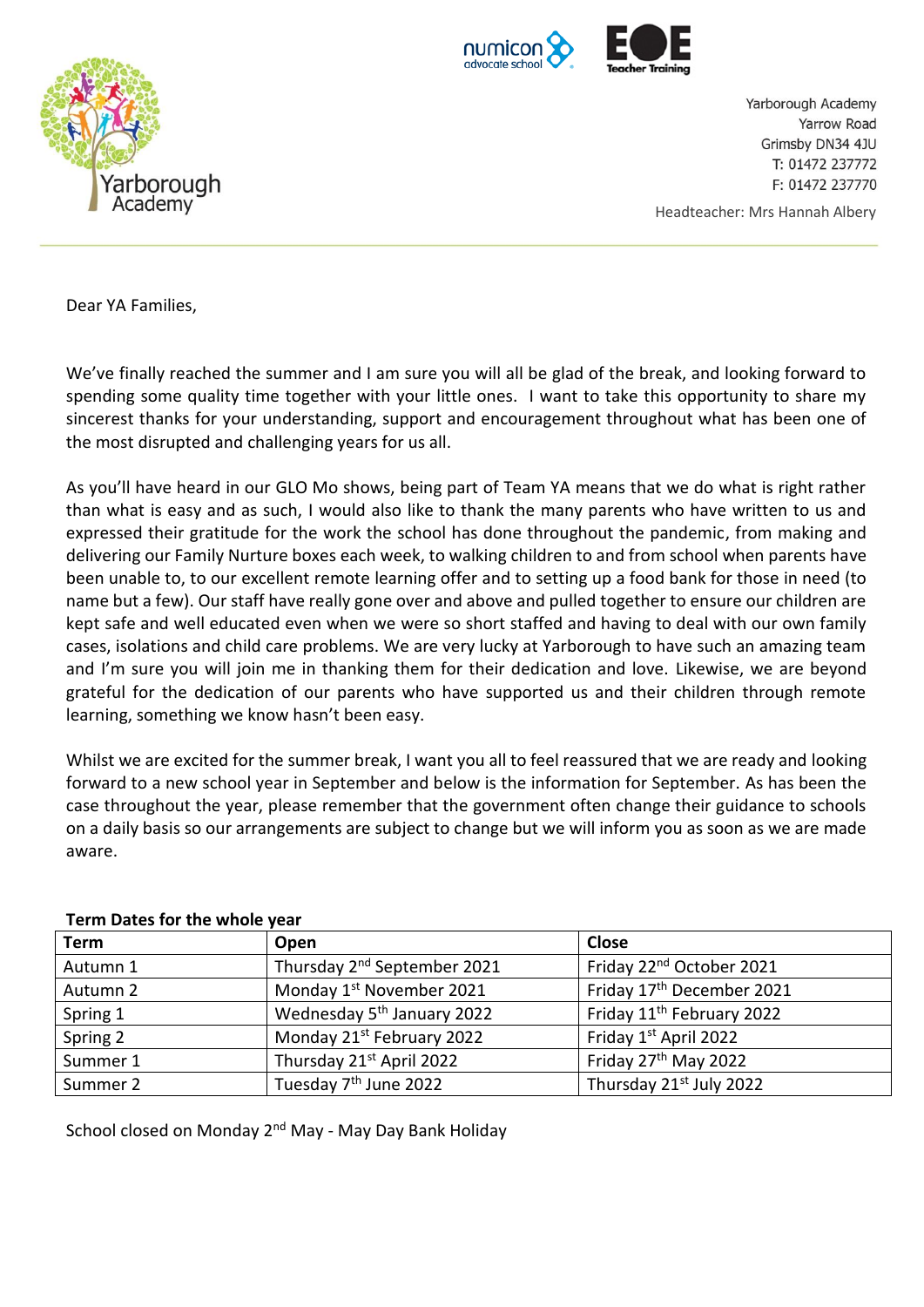Yarborough Academy
Yarrow Road
Grimsby DN34 4JU
T: 01472 237772
F: 01472 237770

Headteacher: Mrs Hannah Albery

Dear YA Families,

We've finally reached the summer and I am sure you will all be glad of the break, and looking forward to spending some quality time together with your little ones. I want to take this opportunity to share my sincerest thanks for your understanding, support and encouragement throughout what has been one of the most disrupted and challenging years for us all.

As you'll have heard in our GLO Mo shows, being part of Team YA means that we do what is right rather than what is easy and as such, I would also like to thank the many parents who have written to us and expressed their gratitude for the work the school has done throughout the pandemic, from making and delivering our Family Nurture boxes each week, to walking children to and from school when parents have been unable to, to our excellent remote learning offer and to setting up a food bank for those in need (to name but a few). Our staff have really gone over and above and pulled together to ensure our children are kept safe and well educated even when we were so short staffed and having to deal with our own family cases, isolations and child care problems. We are very lucky at Yarborough to have such an amazing team and I'm sure you will join me in thanking them for their dedication and love. Likewise, we are beyond grateful for the dedication of our parents who have supported us and their children through remote learning, something we know hasn't been easy.

Whilst we are excited for the summer break, I want you all to feel reassured that we are ready and looking forward to a new school year in September and below is the information for September. As has been the case throughout the year, please remember that the government often change their guidance to schools on a daily basis so our arrangements are subject to change but we will inform you as soon as we are made aware.

**Term Dates for the whole year**

| Term | Open | Close |
|---|---|---|
| Autumn 1 | Thursday 2nd September 2021 | Friday 22nd October 2021 |
| Autumn 2 | Monday 1st November 2021 | Friday 17th December 2021 |
| Spring 1 | Wednesday 5th January 2022 | Friday 11th February 2022 |
| Spring 2 | Monday 21st February 2022 | Friday 1st April 2022 |
| Summer 1 | Thursday 21st April 2022 | Friday 27th May 2022 |
| Summer 2 | Tuesday 7th June 2022 | Thursday 21st July 2022 |

School closed on Monday 2nd May - May Day Bank Holiday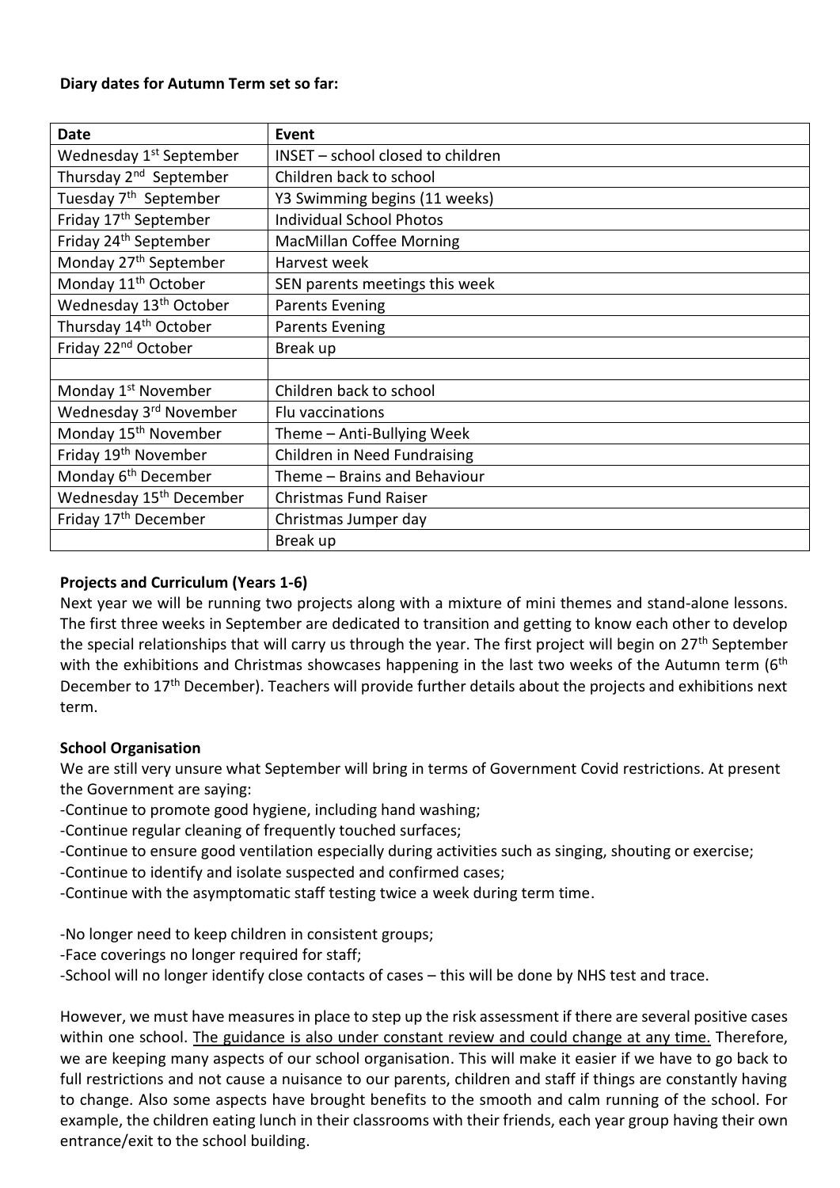**Diary dates for Autumn Term set so far:**

| Date | Event |
| --- | --- |
| Wednesday 1st September | INSET – school closed to children |
| Thursday 2nd September | Children back to school |
| Tuesday 7th September | Y3 Swimming begins (11 weeks) |
| Friday 17th September | Individual School Photos |
| Friday 24th September | MacMillan Coffee Morning |
| Monday 27th September | Harvest week |
| Monday 11th October | SEN parents meetings this week |
| Wednesday 13th October | Parents Evening |
| Thursday 14th October | Parents Evening |
| Friday 22nd October | Break up |
| | |
| Monday 1st November | Children back to school |
| Wednesday 3rd November | Flu vaccinations |
| Monday 15th November | Theme – Anti-Bullying Week |
| Friday 19th November | Children in Need Fundraising |
| Monday 6th December | Theme – Brains and Behaviour |
| Wednesday 15th December | Christmas Fund Raiser |
| Friday 17th December | Christmas Jumper day |
| | Break up |

**Projects and Curriculum (Years 1-6)**

Next year we will be running two projects along with a mixture of mini themes and stand-alone lessons. The first three weeks in September are dedicated to transition and getting to know each other to develop the special relationships that will carry us through the year. The first project will begin on 27th September with the exhibitions and Christmas showcases happening in the last two weeks of the Autumn term (6th December to 17th December). Teachers will provide further details about the projects and exhibitions next term.

**School Organisation**

We are still very unsure what September will bring in terms of Government Covid restrictions. At present the Government are saying:

-Continue to promote good hygiene, including hand washing;
-Continue regular cleaning of frequently touched surfaces;
-Continue to ensure good ventilation especially during activities such as singing, shouting or exercise;
-Continue to identify and isolate suspected and confirmed cases;
-Continue with the asymptomatic staff testing twice a week during term time.

-No longer need to keep children in consistent groups;
-Face coverings no longer required for staff;
-School will no longer identify close contacts of cases – this will be done by NHS test and trace.

However, we must have measures in place to step up the risk assessment if there are several positive cases within one school. The guidance is also under constant review and could change at any time. Therefore, we are keeping many aspects of our school organisation. This will make it easier if we have to go back to full restrictions and not cause a nuisance to our parents, children and staff if things are constantly having to change. Also some aspects have brought benefits to the smooth and calm running of the school. For example, the children eating lunch in their classrooms with their friends, each year group having their own entrance/exit to the school building.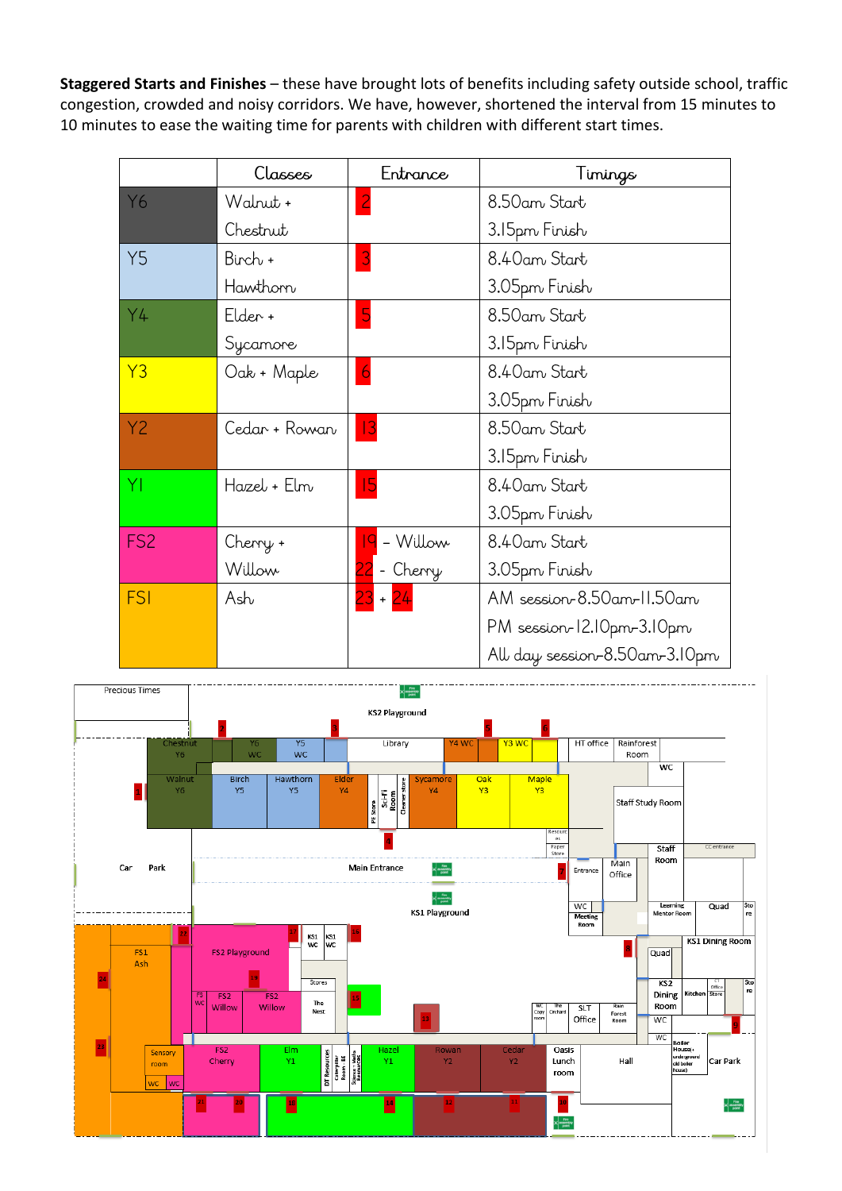**Staggered Starts and Finishes** – these have brought lots of benefits including safety outside school, traffic congestion, crowded and noisy corridors. We have, however, shortened the interval from 15 minutes to 10 minutes to ease the waiting time for parents with children with different start times.

| | Classes | Entrance | Timings |
|---|---|---|---|
| Y6 | Walnut + Chestnut | 2 | 8.50am Start<br>3.15pm Finish |
| Y5 | Birch + Hawthorn | 3 | 8.40am Start<br>3.05pm Finish |
| Y4 | Elder + Sycamore | 5 | 8.50am Start<br>3.15pm Finish |
| Y3 | Oak + Maple | 6 | 8.40am Start<br>3.05pm Finish |
| Y2 | Cedar + Rowan | 13 | 8.50am Start<br>3.15pm Finish |
| Y1 | Hazel + Elm | 15 | 8.40am Start<br>3.05pm Finish |
| FS2 | Cherry + Willow | 19 – Willow<br>22 - Cherry | 8.40am Start<br>3.05pm Finish |
| FS1 | Ash | 23 + 24 | AM session- 8.50am-11.50am<br>PM session- 12.10pm-3.10pm<br>All day session- 8.50am-3.10pm |

Precious Times

KS2 Playground

Chestnut Y6, Y6 WC, Y5 WC, Library, Y4 WC, Y3 WC, HT office, Rainforest Room, WC

Walnut Y6, Birch Y5, Hawthorn Y5, Elder Y4, PE Store, Sci-Fi Room, Cleaner store, Sycamore Y4, Oak Y3, Maple Y3, Staff Study Room

Resources, Paper Store, Staff Room, CC entrance

Car Park, Main Entrance, Entrance, Main Office

KS1 Playground, WC, Meeting Room, Learning Mentor Room, Quad, Store

FS1 Ash, FS2 Playground, KS1 WC, KS1 WC, Quad, KS1 Dining Room

FS WC, FS2 Willow, FS2 Willow, Stores, The Nest, WC Copy room, The Orchard, SLT Office, Rain Forest Room, KS2 Dining Room, Kitchen, Office Store, Store

Sensory room, WC, WC, FS2 Cherry, Elm Y1, DT Resources, Caterpillar Room / RE, Science / Maths Resources, Hazel Y1, Rowan Y2, Cedar Y2, Oasis Lunch room, Hall, WC, Boiler House + underground old boiler house, Car Park

1, 2, 3, 4, 5, 6, 7, 8, 9, 10, 11, 12, 13, 14, 15, 16, 17, 18, 19, 20, 21, 22, 23, 24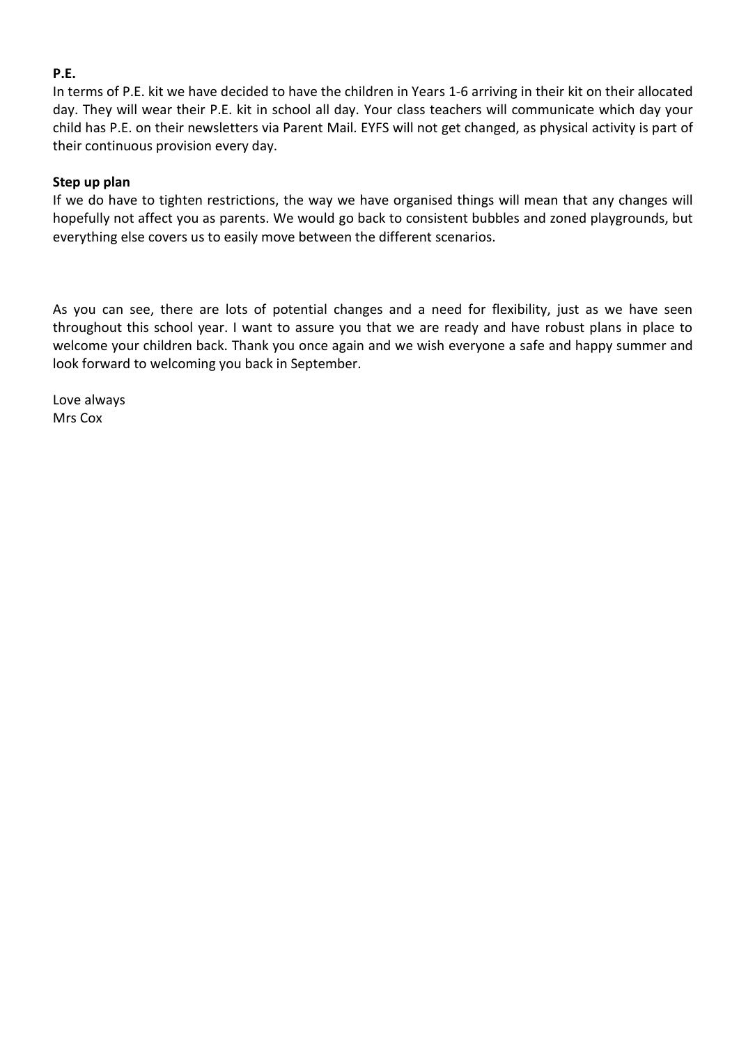**P.E.**

In terms of P.E. kit we have decided to have the children in Years 1-6 arriving in their kit on their allocated day. They will wear their P.E. kit in school all day. Your class teachers will communicate which day your child has P.E. on their newsletters via Parent Mail. EYFS will not get changed, as physical activity is part of their continuous provision every day.

**Step up plan**

If we do have to tighten restrictions, the way we have organised things will mean that any changes will hopefully not affect you as parents. We would go back to consistent bubbles and zoned playgrounds, but everything else covers us to easily move between the different scenarios.

As you can see, there are lots of potential changes and a need for flexibility, just as we have seen throughout this school year. I want to assure you that we are ready and have robust plans in place to welcome your children back. Thank you once again and we wish everyone a safe and happy summer and look forward to welcoming you back in September.

Love always
Mrs Cox